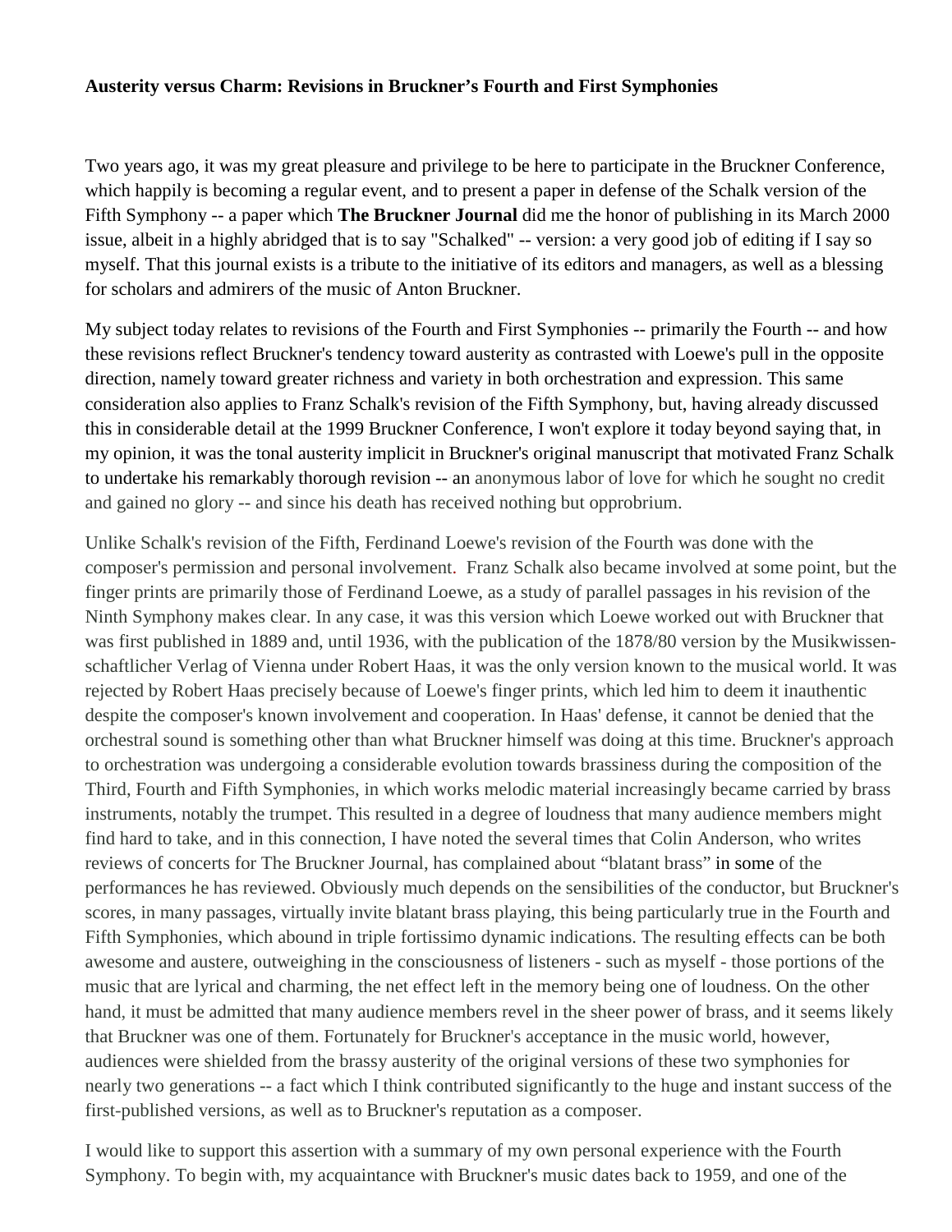**Austerity versus Charm: Revisions in Bruckner's Fourth and First Symphonies**

Two years ago, it was my great pleasure and privilege to be here to participate in the Bruckner Conference, which happily is becoming a regular event, and to present a paper in defense of the Schalk version of the Fifth Symphony -- a paper which **The Bruckner Journal** did me the honor of publishing in its March 2000 issue, albeit in a highly abridged that is to say "Schalked" -- version: a very good job of editing if I say so myself. That this journal exists is a tribute to the initiative of its editors and managers, as well as a blessing for scholars and admirers of the music of Anton Bruckner.

My subject today relates to revisions of the Fourth and First Symphonies -- primarily the Fourth -- and how these revisions reflect Bruckner's tendency toward austerity as contrasted with Loewe's pull in the opposite direction, namely toward greater richness and variety in both orchestration and expression. This same consideration also applies to Franz Schalk's revision of the Fifth Symphony, but, having already discussed this in considerable detail at the 1999 Bruckner Conference, I won't explore it today beyond saying that, in my opinion, it was the tonal austerity implicit in Bruckner's original manuscript that motivated Franz Schalk to undertake his remarkably thorough revision -- an anonymous labor of love for which he sought no credit and gained no glory -- and since his death has received nothing but opprobrium.

Unlike Schalk's revision of the Fifth, Ferdinand Loewe's revision of the Fourth was done with the composer's permission and personal involvement. Franz Schalk also became involved at some point, but the finger prints are primarily those of Ferdinand Loewe, as a study of parallel passages in his revision of the Ninth Symphony makes clear. In any case, it was this version which Loewe worked out with Bruckner that was first published in 1889 and, until 1936, with the publication of the 1878/80 version by the Musikwissen-schaftlicher Verlag of Vienna under Robert Haas, it was the only version known to the musical world. It was rejected by Robert Haas precisely because of Loewe's finger prints, which led him to deem it inauthentic despite the composer's known involvement and cooperation. In Haas' defense, it cannot be denied that the orchestral sound is something other than what Bruckner himself was doing at this time. Bruckner's approach to orchestration was undergoing a considerable evolution towards brassiness during the composition of the Third, Fourth and Fifth Symphonies, in which works melodic material increasingly became carried by brass instruments, notably the trumpet. This resulted in a degree of loudness that many audience members might find hard to take, and in this connection, I have noted the several times that Colin Anderson, who writes reviews of concerts for The Bruckner Journal, has complained about "blatant brass" in some of the performances he has reviewed. Obviously much depends on the sensibilities of the conductor, but Bruckner's scores, in many passages, virtually invite blatant brass playing, this being particularly true in the Fourth and Fifth Symphonies, which abound in triple fortissimo dynamic indications. The resulting effects can be both awesome and austere, outweighing in the consciousness of listeners - such as myself - those portions of the music that are lyrical and charming, the net effect left in the memory being one of loudness. On the other hand, it must be admitted that many audience members revel in the sheer power of brass, and it seems likely that Bruckner was one of them. Fortunately for Bruckner's acceptance in the music world, however, audiences were shielded from the brassy austerity of the original versions of these two symphonies for nearly two generations -- a fact which I think contributed significantly to the huge and instant success of the first-published versions, as well as to Bruckner's reputation as a composer.

I would like to support this assertion with a summary of my own personal experience with the Fourth Symphony. To begin with, my acquaintance with Bruckner's music dates back to 1959, and one of the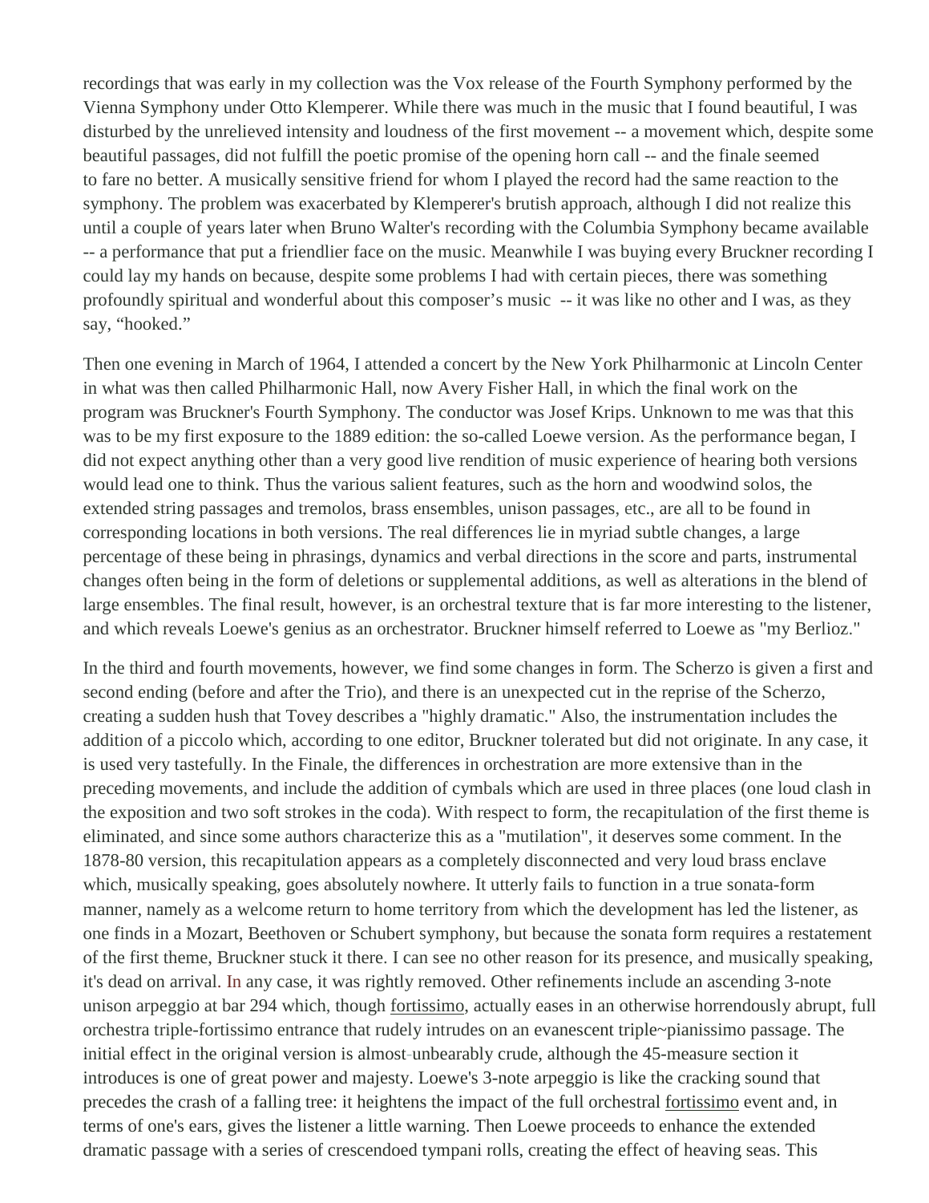recordings that was early in my collection was the Vox release of the Fourth Symphony performed by the Vienna Symphony under Otto Klemperer. While there was much in the music that I found beautiful, I was disturbed by the unrelieved intensity and loudness of the first movement -- a movement which, despite some beautiful passages, did not fulfill the poetic promise of the opening horn call -- and the finale seemed to fare no better. A musically sensitive friend for whom I played the record had the same reaction to the symphony. The problem was exacerbated by Klemperer's brutish approach, although I did not realize this until a couple of years later when Bruno Walter's recording with the Columbia Symphony became available -- a performance that put a friendlier face on the music. Meanwhile I was buying every Bruckner recording I could lay my hands on because, despite some problems I had with certain pieces, there was something profoundly spiritual and wonderful about this composer's music -- it was like no other and I was, as they say, "hooked."

Then one evening in March of 1964, I attended a concert by the New York Philharmonic at Lincoln Center in what was then called Philharmonic Hall, now Avery Fisher Hall, in which the final work on the program was Bruckner's Fourth Symphony. The conductor was Josef Krips. Unknown to me was that this was to be my first exposure to the 1889 edition: the so-called Loewe version. As the performance began, I did not expect anything other than a very good live rendition of music experience of hearing both versions would lead one to think. Thus the various salient features, such as the horn and woodwind solos, the extended string passages and tremolos, brass ensembles, unison passages, etc., are all to be found in corresponding locations in both versions. The real differences lie in myriad subtle changes, a large percentage of these being in phrasings, dynamics and verbal directions in the score and parts, instrumental changes often being in the form of deletions or supplemental additions, as well as alterations in the blend of large ensembles. The final result, however, is an orchestral texture that is far more interesting to the listener, and which reveals Loewe's genius as an orchestrator. Bruckner himself referred to Loewe as "my Berlioz."

In the third and fourth movements, however, we find some changes in form. The Scherzo is given a first and second ending (before and after the Trio), and there is an unexpected cut in the reprise of the Scherzo, creating a sudden hush that Tovey describes a "highly dramatic." Also, the instrumentation includes the addition of a piccolo which, according to one editor, Bruckner tolerated but did not originate. In any case, it is used very tastefully. In the Finale, the differences in orchestration are more extensive than in the preceding movements, and include the addition of cymbals which are used in three places (one loud clash in the exposition and two soft strokes in the coda). With respect to form, the recapitulation of the first theme is eliminated, and since some authors characterize this as a "mutilation", it deserves some comment. In the 1878-80 version, this recapitulation appears as a completely disconnected and very loud brass enclave which, musically speaking, goes absolutely nowhere. It utterly fails to function in a true sonata-form manner, namely as a welcome return to home territory from which the development has led the listener, as one finds in a Mozart, Beethoven or Schubert symphony, but because the sonata form requires a restatement of the first theme, Bruckner stuck it there. I can see no other reason for its presence, and musically speaking, it's dead on arrival. In any case, it was rightly removed. Other refinements include an ascending 3-note unison arpeggio at bar 294 which, though fortissimo, actually eases in an otherwise horrendously abrupt, full orchestra triple-fortissimo entrance that rudely intrudes on an evanescent triple~pianissimo passage. The initial effect in the original version is almost-unbearably crude, although the 45-measure section it introduces is one of great power and majesty. Loewe's 3-note arpeggio is like the cracking sound that precedes the crash of a falling tree: it heightens the impact of the full orchestral fortissimo event and, in terms of one's ears, gives the listener a little warning. Then Loewe proceeds to enhance the extended dramatic passage with a series of crescendoed tympani rolls, creating the effect of heaving seas. This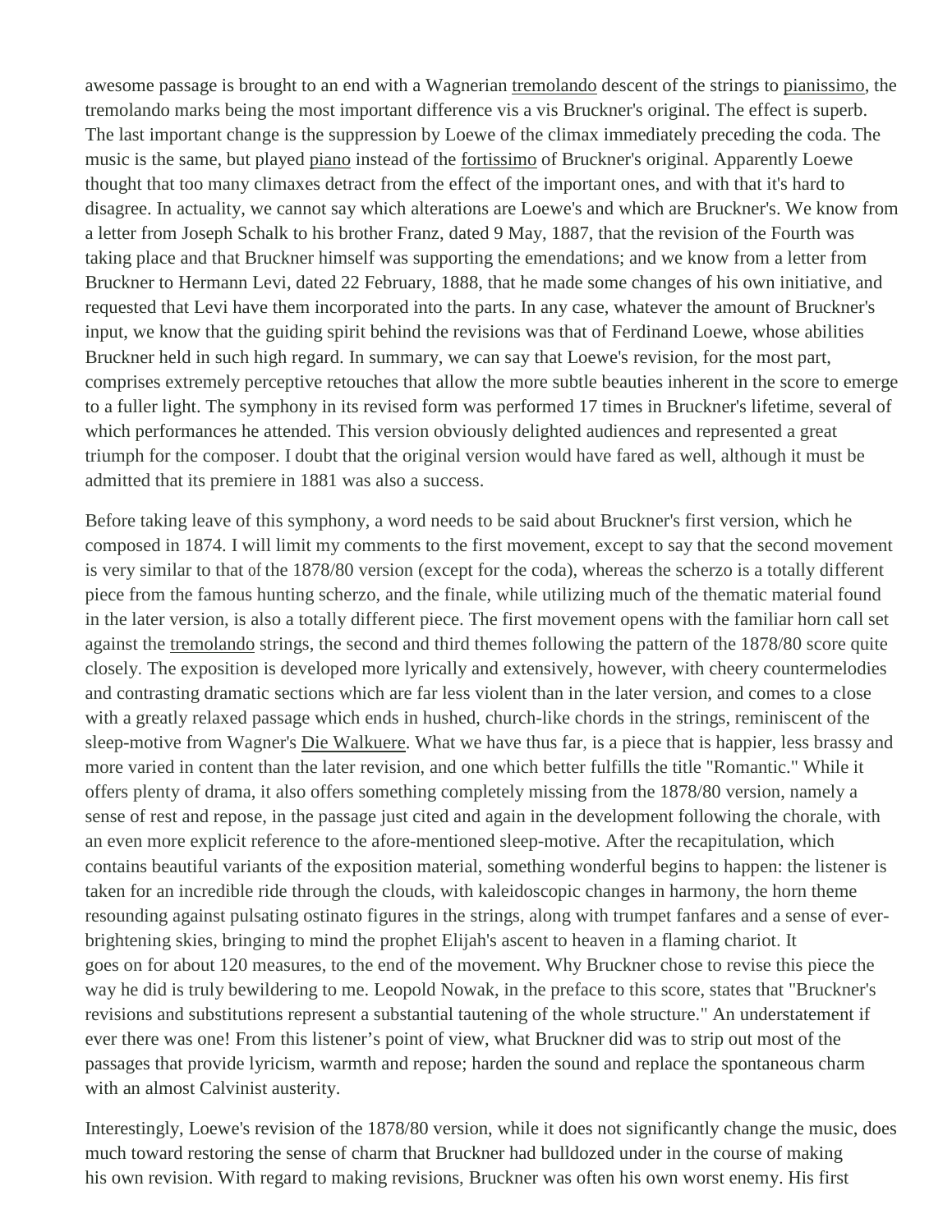awesome passage is brought to an end with a Wagnerian tremolando descent of the strings to pianissimo, the tremolando marks being the most important difference vis a vis Bruckner's original. The effect is superb. The last important change is the suppression by Loewe of the climax immediately preceding the coda. The music is the same, but played piano instead of the fortissimo of Bruckner's original. Apparently Loewe thought that too many climaxes detract from the effect of the important ones, and with that it's hard to disagree. In actuality, we cannot say which alterations are Loewe's and which are Bruckner's. We know from a letter from Joseph Schalk to his brother Franz, dated 9 May, 1887, that the revision of the Fourth was taking place and that Bruckner himself was supporting the emendations; and we know from a letter from Bruckner to Hermann Levi, dated 22 February, 1888, that he made some changes of his own initiative, and requested that Levi have them incorporated into the parts. In any case, whatever the amount of Bruckner's input, we know that the guiding spirit behind the revisions was that of Ferdinand Loewe, whose abilities Bruckner held in such high regard. In summary, we can say that Loewe's revision, for the most part, comprises extremely perceptive retouches that allow the more subtle beauties inherent in the score to emerge to a fuller light. The symphony in its revised form was performed 17 times in Bruckner's lifetime, several of which performances he attended. This version obviously delighted audiences and represented a great triumph for the composer. I doubt that the original version would have fared as well, although it must be admitted that its premiere in 1881 was also a success.

Before taking leave of this symphony, a word needs to be said about Bruckner's first version, which he composed in 1874. I will limit my comments to the first movement, except to say that the second movement is very similar to that of the 1878/80 version (except for the coda), whereas the scherzo is a totally different piece from the famous hunting scherzo, and the finale, while utilizing much of the thematic material found in the later version, is also a totally different piece. The first movement opens with the familiar horn call set against the tremolando strings, the second and third themes following the pattern of the 1878/80 score quite closely. The exposition is developed more lyrically and extensively, however, with cheery countermelodies and contrasting dramatic sections which are far less violent than in the later version, and comes to a close with a greatly relaxed passage which ends in hushed, church-like chords in the strings, reminiscent of the sleep-motive from Wagner's Die Walkuere. What we have thus far, is a piece that is happier, less brassy and more varied in content than the later revision, and one which better fulfills the title "Romantic." While it offers plenty of drama, it also offers something completely missing from the 1878/80 version, namely a sense of rest and repose, in the passage just cited and again in the development following the chorale, with an even more explicit reference to the afore-mentioned sleep-motive. After the recapitulation, which contains beautiful variants of the exposition material, something wonderful begins to happen: the listener is taken for an incredible ride through the clouds, with kaleidoscopic changes in harmony, the horn theme resounding against pulsating ostinato figures in the strings, along with trumpet fanfares and a sense of ever-brightening skies, bringing to mind the prophet Elijah's ascent to heaven in a flaming chariot. It goes on for about 120 measures, to the end of the movement. Why Bruckner chose to revise this piece the way he did is truly bewildering to me. Leopold Nowak, in the preface to this score, states that "Bruckner's revisions and substitutions represent a substantial tautening of the whole structure." An understatement if ever there was one! From this listener's point of view, what Bruckner did was to strip out most of the passages that provide lyricism, warmth and repose; harden the sound and replace the spontaneous charm with an almost Calvinist austerity.

Interestingly, Loewe's revision of the 1878/80 version, while it does not significantly change the music, does much toward restoring the sense of charm that Bruckner had bulldozed under in the course of making his own revision. With regard to making revisions, Bruckner was often his own worst enemy. His first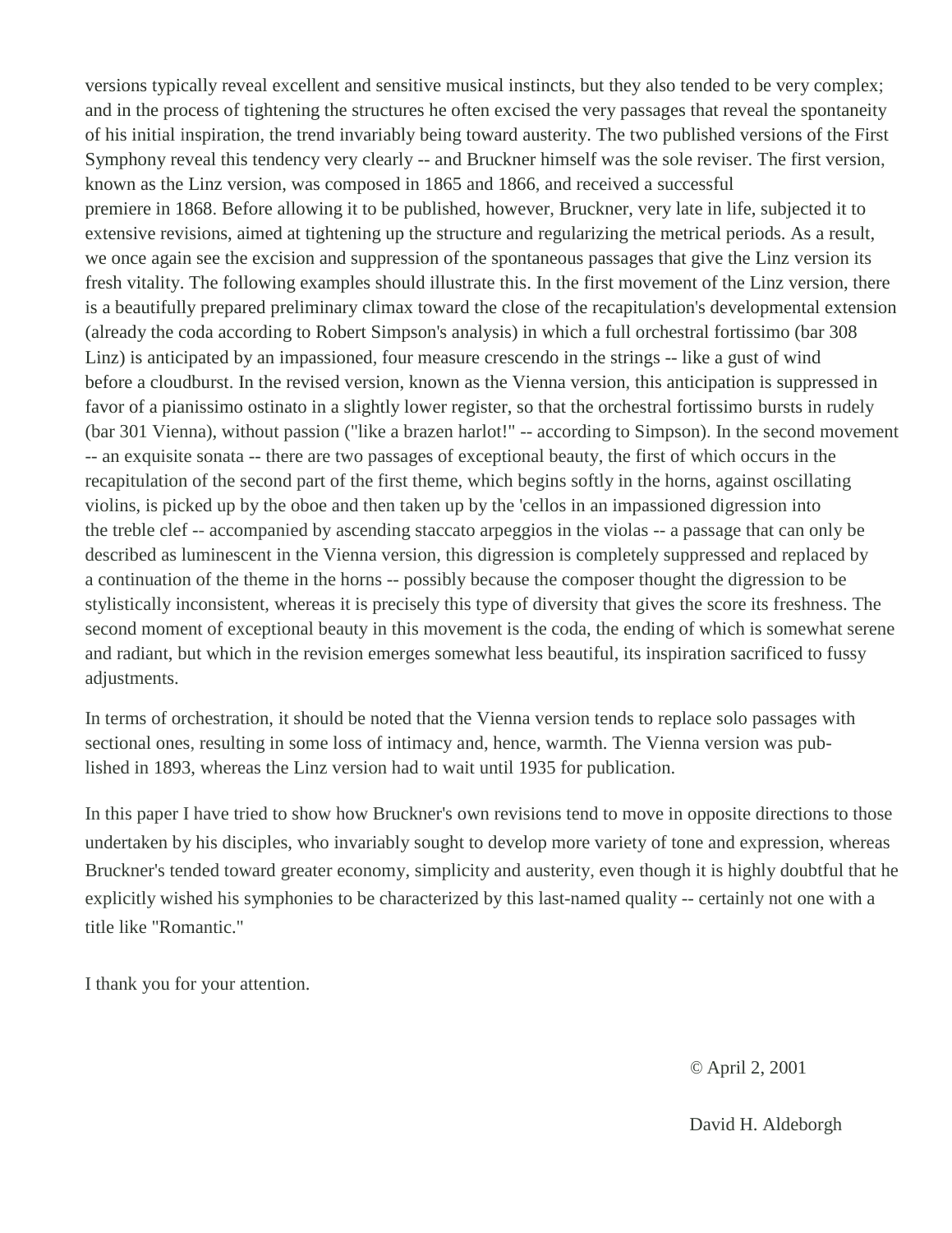versions typically reveal excellent and sensitive musical instincts, but they also tended to be very complex; and in the process of tightening the structures he often excised the very passages that reveal the spontaneity of his initial inspiration, the trend invariably being toward austerity. The two published versions of the First Symphony reveal this tendency very clearly -- and Bruckner himself was the sole reviser. The first version, known as the Linz version, was composed in 1865 and 1866, and received a successful premiere in 1868. Before allowing it to be published, however, Bruckner, very late in life, subjected it to extensive revisions, aimed at tightening up the structure and regularizing the metrical periods. As a result, we once again see the excision and suppression of the spontaneous passages that give the Linz version its fresh vitality. The following examples should illustrate this. In the first movement of the Linz version, there is a beautifully prepared preliminary climax toward the close of the recapitulation's developmental extension (already the coda according to Robert Simpson's analysis) in which a full orchestral fortissimo (bar 308 Linz) is anticipated by an impassioned, four measure crescendo in the strings -- like a gust of wind before a cloudburst. In the revised version, known as the Vienna version, this anticipation is suppressed in favor of a pianissimo ostinato in a slightly lower register, so that the orchestral fortissimo bursts in rudely (bar 301 Vienna), without passion ("like a brazen harlot!" -- according to Simpson). In the second movement -- an exquisite sonata -- there are two passages of exceptional beauty, the first of which occurs in the recapitulation of the second part of the first theme, which begins softly in the horns, against oscillating violins, is picked up by the oboe and then taken up by the 'cellos in an impassioned digression into the treble clef -- accompanied by ascending staccato arpeggios in the violas -- a passage that can only be described as luminescent in the Vienna version, this digression is completely suppressed and replaced by a continuation of the theme in the horns -- possibly because the composer thought the digression to be stylistically inconsistent, whereas it is precisely this type of diversity that gives the score its freshness. The second moment of exceptional beauty in this movement is the coda, the ending of which is somewhat serene and radiant, but which in the revision emerges somewhat less beautiful, its inspiration sacrificed to fussy adjustments.

In terms of orchestration, it should be noted that the Vienna version tends to replace solo passages with sectional ones, resulting in some loss of intimacy and, hence, warmth. The Vienna version was published in 1893, whereas the Linz version had to wait until 1935 for publication.

In this paper I have tried to show how Bruckner's own revisions tend to move in opposite directions to those undertaken by his disciples, who invariably sought to develop more variety of tone and expression, whereas Bruckner's tended toward greater economy, simplicity and austerity, even though it is highly doubtful that he explicitly wished his symphonies to be characterized by this last-named quality -- certainly not one with a title like "Romantic."

I thank you for your attention.

© April 2, 2001

David H. Aldeborgh